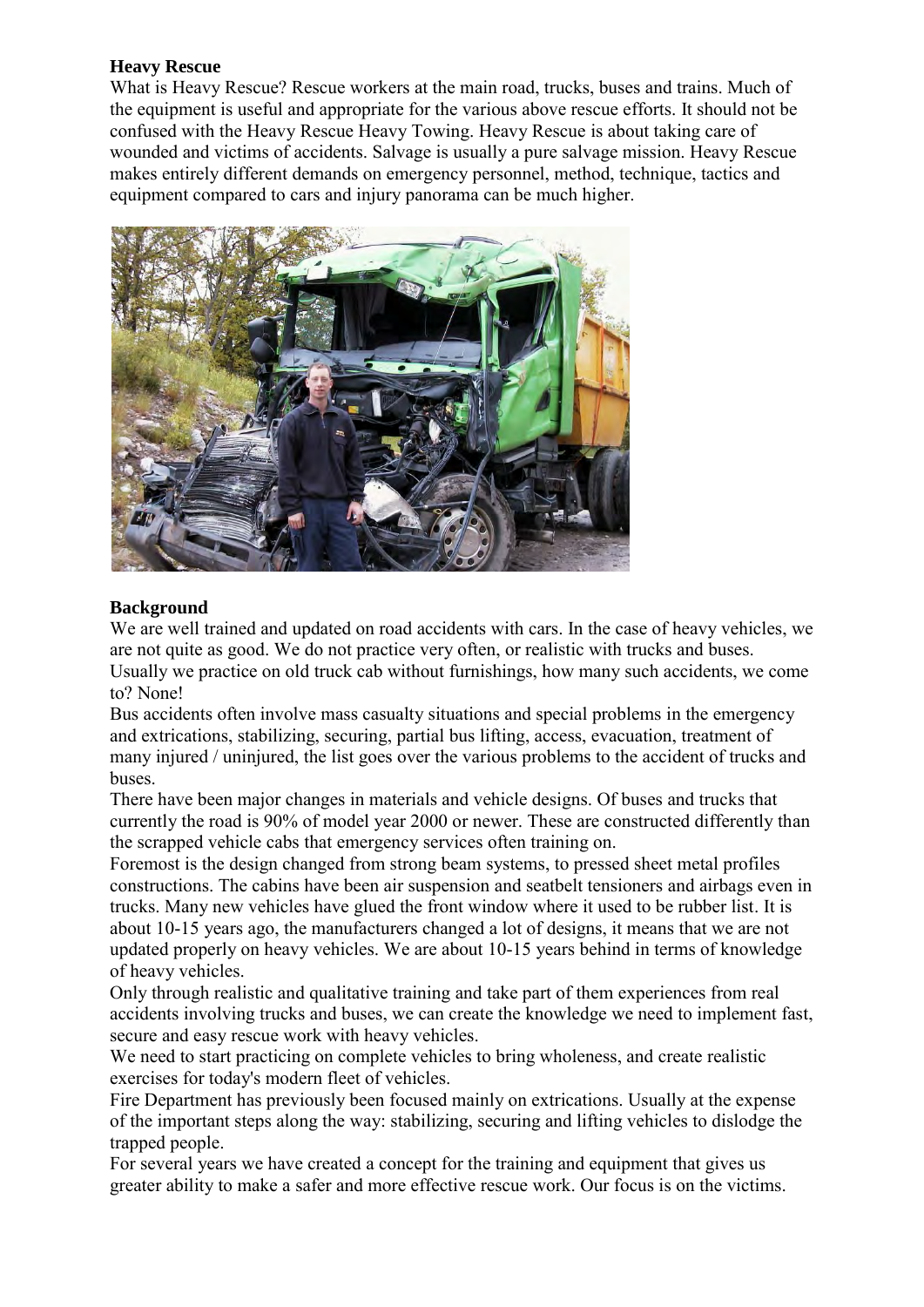**Heavy Rescue**

What is Heavy Rescue? Rescue workers at the main road, trucks, buses and trains. Much of the equipment is useful and appropriate for the various above rescue efforts. It should not be confused with the Heavy Rescue Heavy Towing. Heavy Rescue is about taking care of wounded and victims of accidents. Salvage is usually a pure salvage mission. Heavy Rescue makes entirely different demands on emergency personnel, method, technique, tactics and equipment compared to cars and injury panorama can be much higher.

**Background**

We are well trained and updated on road accidents with cars. In the case of heavy vehicles, we are not quite as good. We do not practice very often, or realistic with trucks and buses. Usually we practice on old truck cab without furnishings, how many such accidents, we come to? None!

Bus accidents often involve mass casualty situations and special problems in the emergency and extrications, stabilizing, securing, partial bus lifting, access, evacuation, treatment of many injured / uninjured, the list goes over the various problems to the accident of trucks and buses.

There have been major changes in materials and vehicle designs. Of buses and trucks that currently the road is 90% of model year 2000 or newer. These are constructed differently than the scrapped vehicle cabs that emergency services often training on.

Foremost is the design changed from strong beam systems, to pressed sheet metal profiles constructions. The cabins have been air suspension and seatbelt tensioners and airbags even in trucks. Many new vehicles have glued the front window where it used to be rubber list. It is about 10-15 years ago, the manufacturers changed a lot of designs, it means that we are not updated properly on heavy vehicles. We are about 10-15 years behind in terms of knowledge of heavy vehicles.

Only through realistic and qualitative training and take part of them experiences from real accidents involving trucks and buses, we can create the knowledge we need to implement fast, secure and easy rescue work with heavy vehicles.

We need to start practicing on complete vehicles to bring wholeness, and create realistic exercises for today's modern fleet of vehicles.

Fire Department has previously been focused mainly on extrications. Usually at the expense of the important steps along the way: stabilizing, securing and lifting vehicles to dislodge the trapped people.

For several years we have created a concept for the training and equipment that gives us greater ability to make a safer and more effective rescue work. Our focus is on the victims.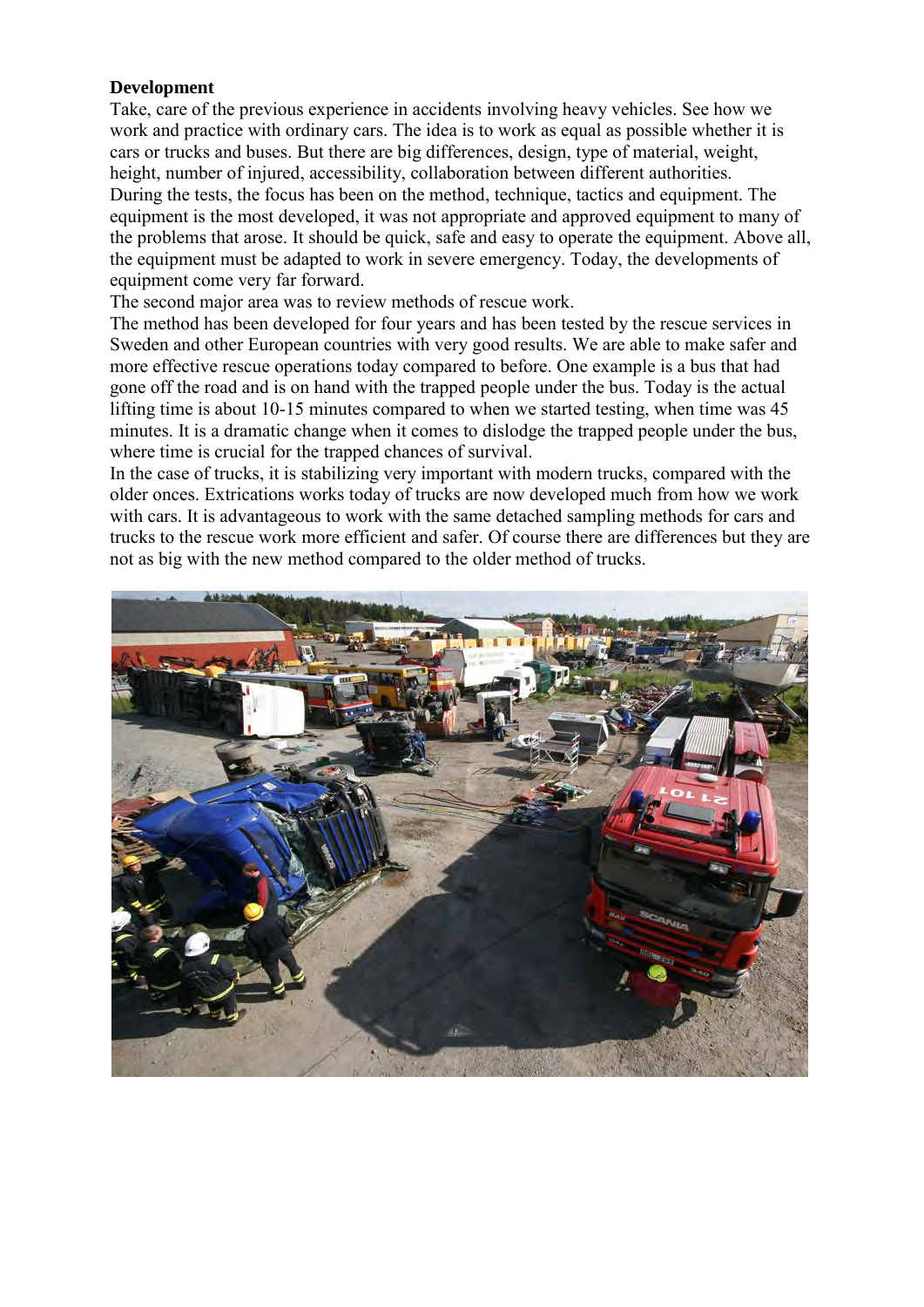**Development**

Take, care of the previous experience in accidents involving heavy vehicles. See how we work and practice with ordinary cars. The idea is to work as equal as possible whether it is cars or trucks and buses. But there are big differences, design, type of material, weight, height, number of injured, accessibility, collaboration between different authorities.
During the tests, the focus has been on the method, technique, tactics and equipment. The equipment is the most developed, it was not appropriate and approved equipment to many of the problems that arose. It should be quick, safe and easy to operate the equipment. Above all, the equipment must be adapted to work in severe emergency. Today, the developments of equipment come very far forward.
The second major area was to review methods of rescue work.
The method has been developed for four years and has been tested by the rescue services in Sweden and other European countries with very good results. We are able to make safer and more effective rescue operations today compared to before. One example is a bus that had gone off the road and is on hand with the trapped people under the bus. Today is the actual lifting time is about 10-15 minutes compared to when we started testing, when time was 45 minutes. It is a dramatic change when it comes to dislodge the trapped people under the bus, where time is crucial for the trapped chances of survival.
In the case of trucks, it is stabilizing very important with modern trucks, compared with the older onces. Extrications works today of trucks are now developed much from how we work with cars. It is advantageous to work with the same detached sampling methods for cars and trucks to the rescue work more efficient and safer. Of course there are differences but they are not as big with the new method compared to the older method of trucks.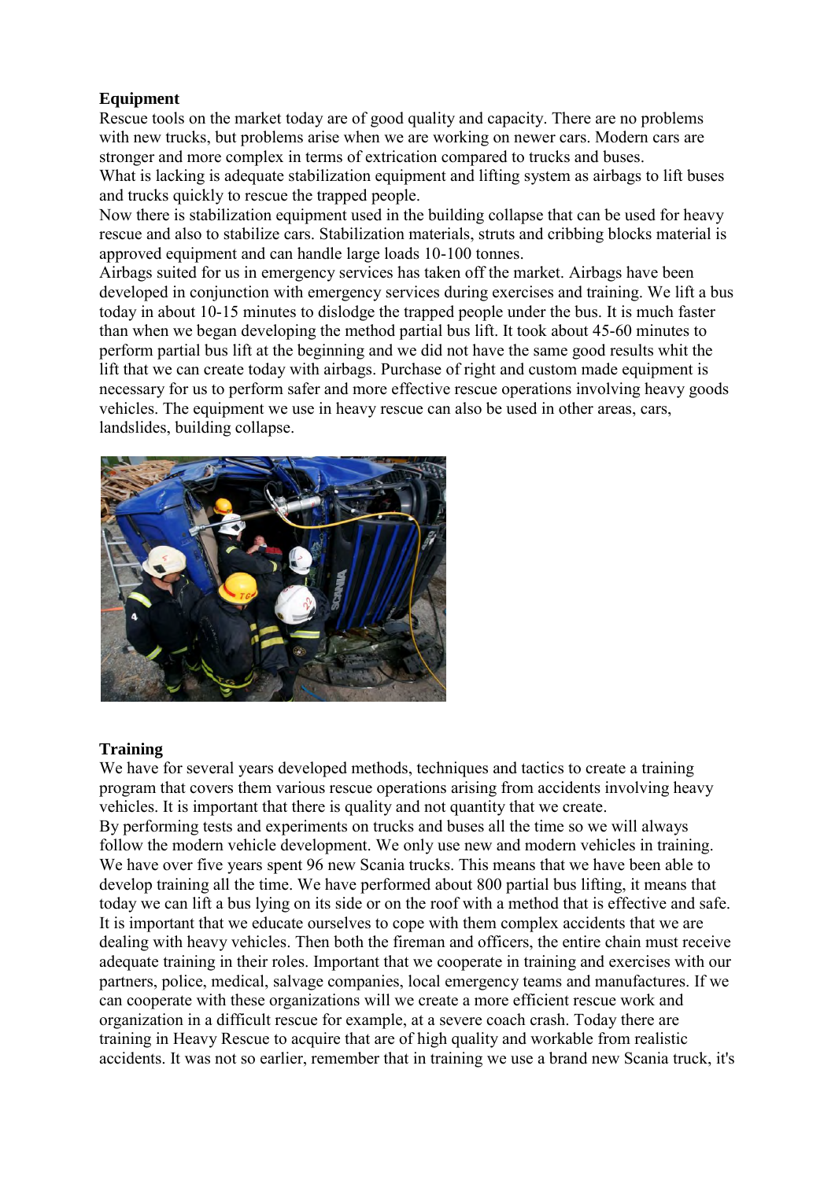**Equipment**

Rescue tools on the market today are of good quality and capacity. There are no problems with new trucks, but problems arise when we are working on newer cars. Modern cars are stronger and more complex in terms of extrication compared to trucks and buses.

What is lacking is adequate stabilization equipment and lifting system as airbags to lift buses and trucks quickly to rescue the trapped people.

Now there is stabilization equipment used in the building collapse that can be used for heavy rescue and also to stabilize cars. Stabilization materials, struts and cribbing blocks material is approved equipment and can handle large loads 10-100 tonnes.

Airbags suited for us in emergency services has taken off the market. Airbags have been developed in conjunction with emergency services during exercises and training. We lift a bus today in about 10-15 minutes to dislodge the trapped people under the bus. It is much faster than when we began developing the method partial bus lift. It took about 45-60 minutes to perform partial bus lift at the beginning and we did not have the same good results whit the lift that we can create today with airbags. Purchase of right and custom made equipment is necessary for us to perform safer and more effective rescue operations involving heavy goods vehicles. The equipment we use in heavy rescue can also be used in other areas, cars, landslides, building collapse.

**Training**

We have for several years developed methods, techniques and tactics to create a training program that covers them various rescue operations arising from accidents involving heavy vehicles. It is important that there is quality and not quantity that we create.

By performing tests and experiments on trucks and buses all the time so we will always follow the modern vehicle development. We only use new and modern vehicles in training. We have over five years spent 96 new Scania trucks. This means that we have been able to develop training all the time. We have performed about 800 partial bus lifting, it means that today we can lift a bus lying on its side or on the roof with a method that is effective and safe. It is important that we educate ourselves to cope with them complex accidents that we are dealing with heavy vehicles. Then both the fireman and officers, the entire chain must receive adequate training in their roles. Important that we cooperate in training and exercises with our partners, police, medical, salvage companies, local emergency teams and manufactures. If we can cooperate with these organizations will we create a more efficient rescue work and organization in a difficult rescue for example, at a severe coach crash. Today there are training in Heavy Rescue to acquire that are of high quality and workable from realistic accidents. It was not so earlier, remember that in training we use a brand new Scania truck, it's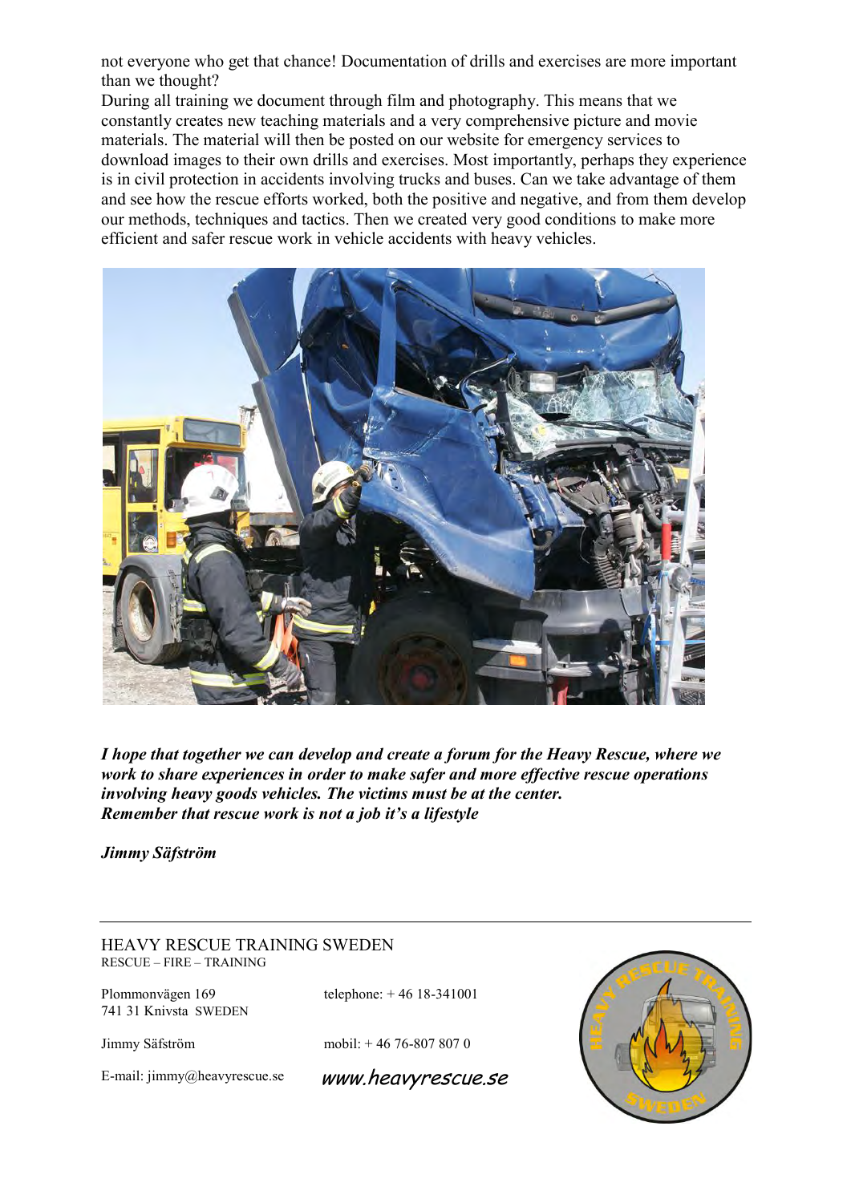not everyone who get that chance! Documentation of drills and exercises are more important than we thought?

During all training we document through film and photography. This means that we constantly creates new teaching materials and a very comprehensive picture and movie materials. The material will then be posted on our website for emergency services to download images to their own drills and exercises. Most importantly, perhaps they experience is in civil protection in accidents involving trucks and buses. Can we take advantage of them and see how the rescue efforts worked, both the positive and negative, and from them develop our methods, techniques and tactics. Then we created very good conditions to make more efficient and safer rescue work in vehicle accidents with heavy vehicles.

***I hope that together we can develop and create a forum for the Heavy Rescue, where we work to share experiences in order to make safer and more effective rescue operations involving heavy goods vehicles. The victims must be at the center.***
***Remember that rescue work is not a job it's a lifestyle***

***Jimmy Säfström***

---

HEAVY RESCUE TRAINING SWEDEN
RESCUE – FIRE – TRAINING

Plommonvägen 169
741 31 Knivsta SWEDEN

telephone: + 46 18-341001

Jimmy Säfström

mobil: + 46 76-807 807 0

E-mail: jimmy@heavyrescue.se

www.heavyrescue.se